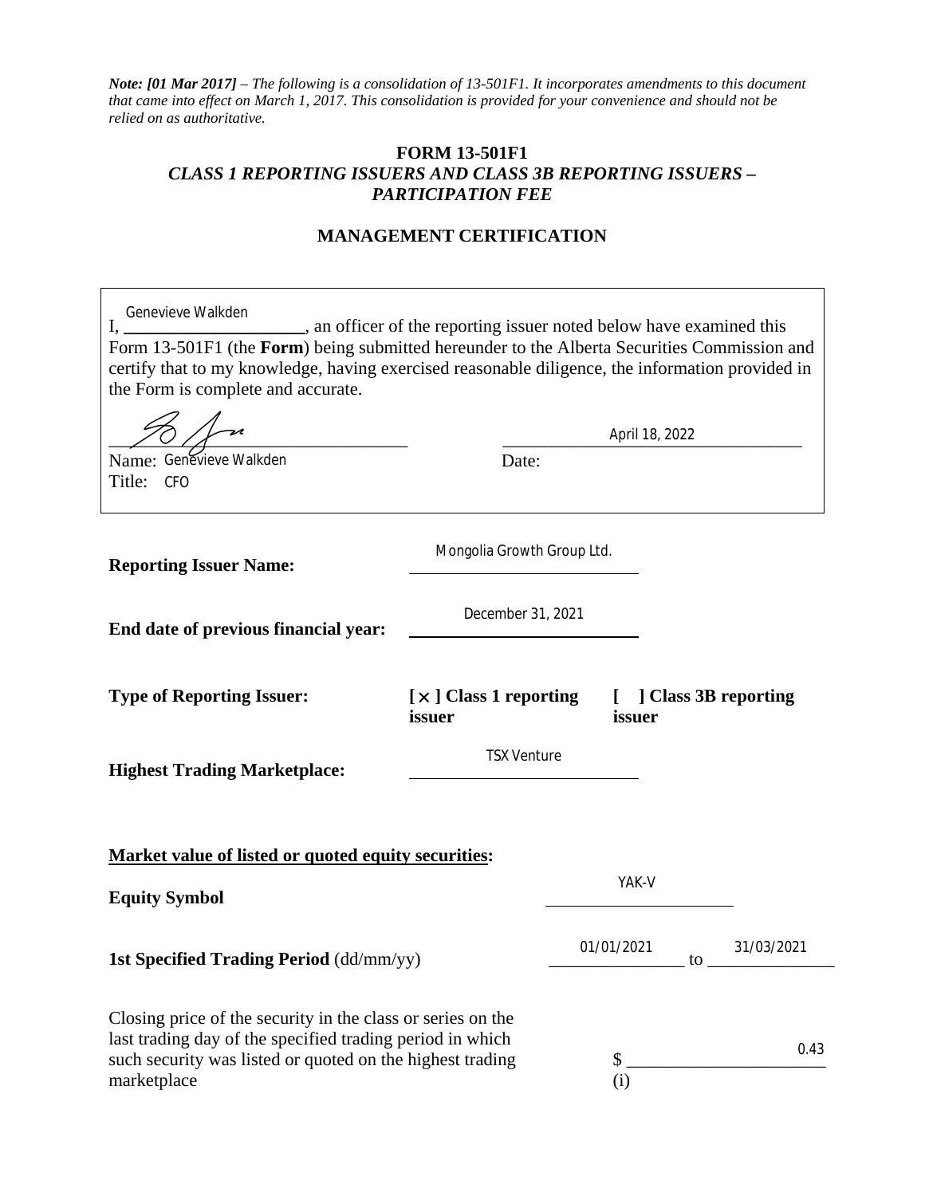*Note: [01 Mar 2017] – The following is a consolidation of 13-501F1. It incorporates amendments to this document that came into effect on March 1, 2017. This consolidation is provided for your convenience and should not be relied on as authoritative.*

# FORM 13-501F1

## *CLASS 1 REPORTING ISSUERS AND CLASS 3B REPORTING ISSUERS – PARTICIPATION FEE*

## MANAGEMENT CERTIFICATION

I, Genevieve Walkden, an officer of the reporting issuer noted below have examined this Form 13-501F1 (the **Form**) being submitted hereunder to the Alberta Securities Commission and certify that to my knowledge, having exercised reasonable diligence, the information provided in the Form is complete and accurate.

Name: Genevieve Walkden
Title: CFO

Date: April 18, 2022

**Reporting Issuer Name:** Mongolia Growth Group Ltd.

**End date of previous financial year:** December 31, 2021

**Type of Reporting Issuer:** [ × ] Class 1 reporting issuer [ ] Class 3B reporting issuer

**Highest Trading Marketplace:** TSX Venture

**Market value of listed or quoted equity securities:**

**Equity Symbol** YAK-V

**1st Specified Trading Period** (dd/mm/yy) 01/01/2021 to 31/03/2021

Closing price of the security in the class or series on the last trading day of the specified trading period in which such security was listed or quoted on the highest trading marketplace $ 0.43 (i)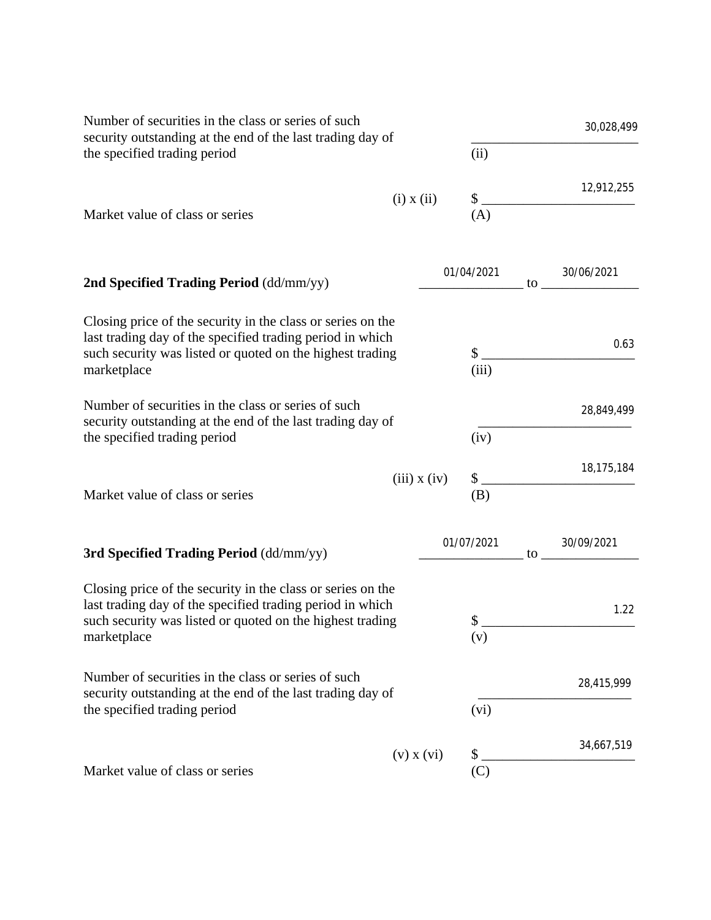| | | |
|---|---|---|
| Number of securities in the class or series of such security outstanding at the end of the last trading day of the specified trading period | | 30,028,499 (ii) |
| Market value of class or series | (i) x (ii) | $ 12,912,255 (A) |

**2nd Specified Trading Period** (dd/mm/yy) 01/04/2021 to 30/06/2021

| | | |
|---|---|---|
| Closing price of the security in the class or series on the last trading day of the specified trading period in which such security was listed or quoted on the highest trading marketplace | | $ 0.63 (iii) |
| Number of securities in the class or series of such security outstanding at the end of the last trading day of the specified trading period | | 28,849,499 (iv) |
| Market value of class or series | (iii) x (iv) | $ 18,175,184 (B) |

**3rd Specified Trading Period** (dd/mm/yy) 01/07/2021 to 30/09/2021

| | | |
|---|---|---|
| Closing price of the security in the class or series on the last trading day of the specified trading period in which such security was listed or quoted on the highest trading marketplace | | $ 1.22 (v) |
| Number of securities in the class or series of such security outstanding at the end of the last trading day of the specified trading period | | 28,415,999 (vi) |
| Market value of class or series | (v) x (vi) | $ 34,667,519 (C) |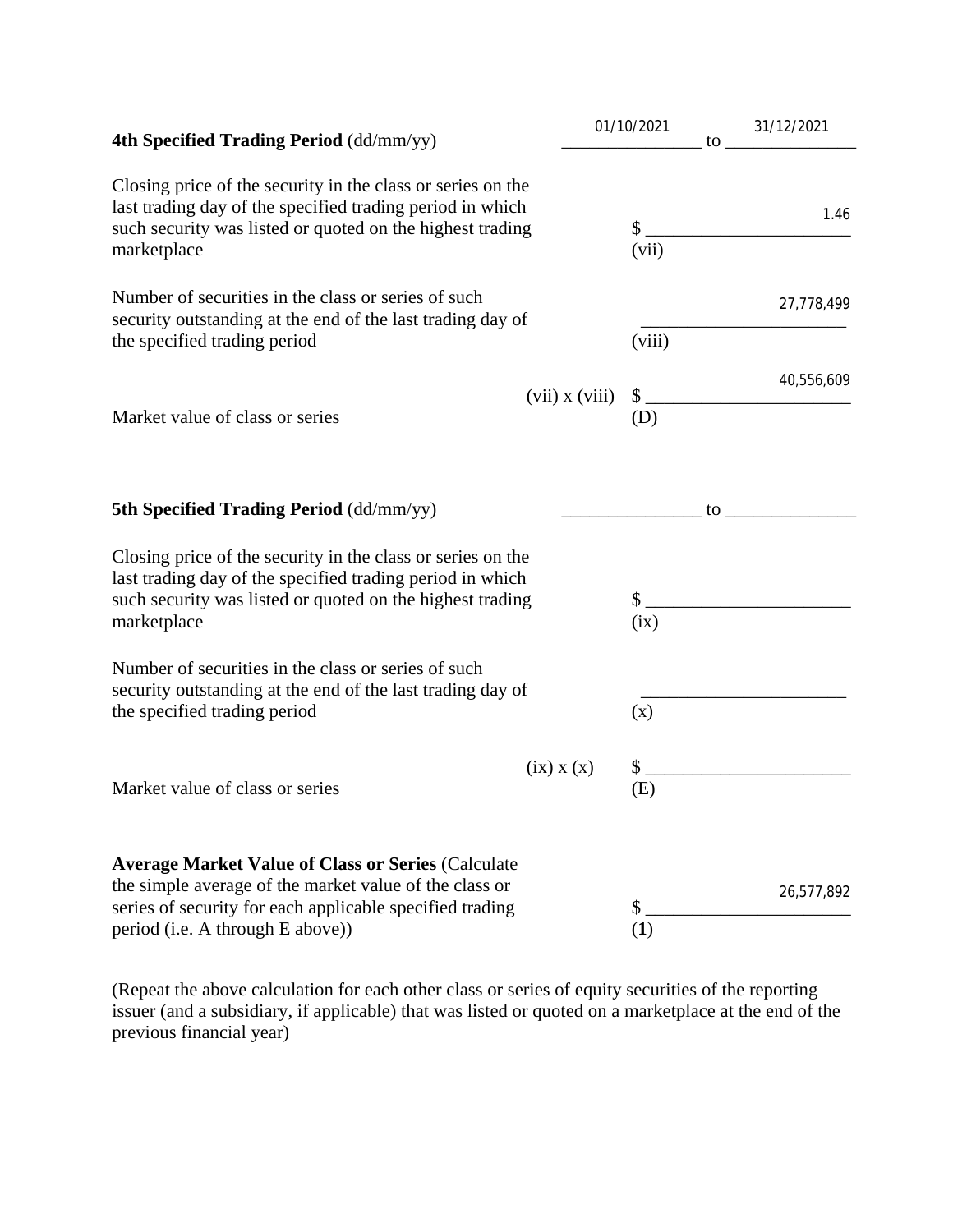**4th Specified Trading Period** (dd/mm/yy) 01/10/2021 to 31/12/2021

| | | |
|---|---|---|
| Closing price of the security in the class or series on the last trading day of the specified trading period in which such security was listed or quoted on the highest trading marketplace | | $ 1.46<br>(vii) |
| Number of securities in the class or series of such security outstanding at the end of the last trading day of the specified trading period | | 27,778,499<br>(viii) |
| Market value of class or series | (vii) x (viii) | $ 40,556,609<br>(D) |

**5th Specified Trading Period** (dd/mm/yy) _______________ to _______________

| | | |
|---|---|---|
| Closing price of the security in the class or series on the last trading day of the specified trading period in which such security was listed or quoted on the highest trading marketplace | | $ ______________________<br>(ix) |
| Number of securities in the class or series of such security outstanding at the end of the last trading day of the specified trading period | | ______________________<br>(x) |
| Market value of class or series | (ix) x (x) | $ ______________________<br>(E) |

| | |
|---|---|
| **Average Market Value of Class or Series** (Calculate the simple average of the market value of the class or series of security for each applicable specified trading period (i.e. A through E above)) | $ 26,577,892<br>(**1**) |

(Repeat the above calculation for each other class or series of equity securities of the reporting issuer (and a subsidiary, if applicable) that was listed or quoted on a marketplace at the end of the previous financial year)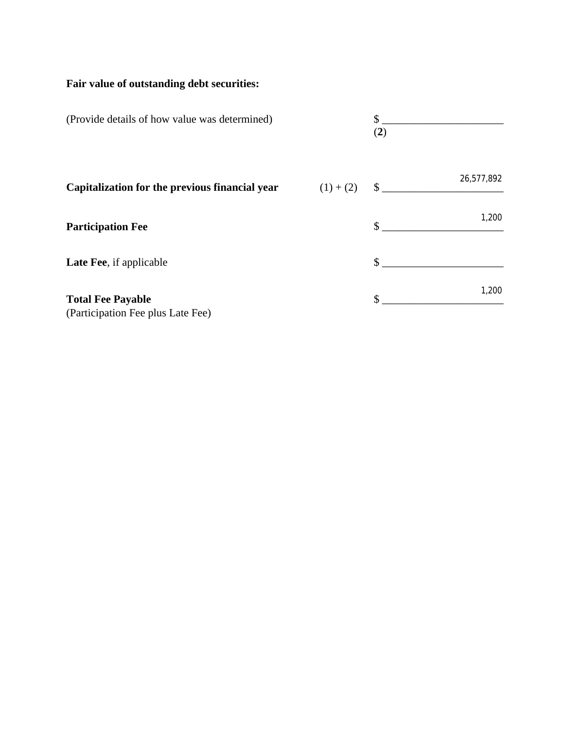**Fair value of outstanding debt securities:**

(Provide details of how value was determined) $ ______________________ **(2)**

**Capitalization for the previous financial year** (1) + (2) $ 26,577,892

**Participation Fee** $ 1,200

**Late Fee**, if applicable $ ______________________

**Total Fee Payable** $ 1,200
(Participation Fee plus Late Fee)